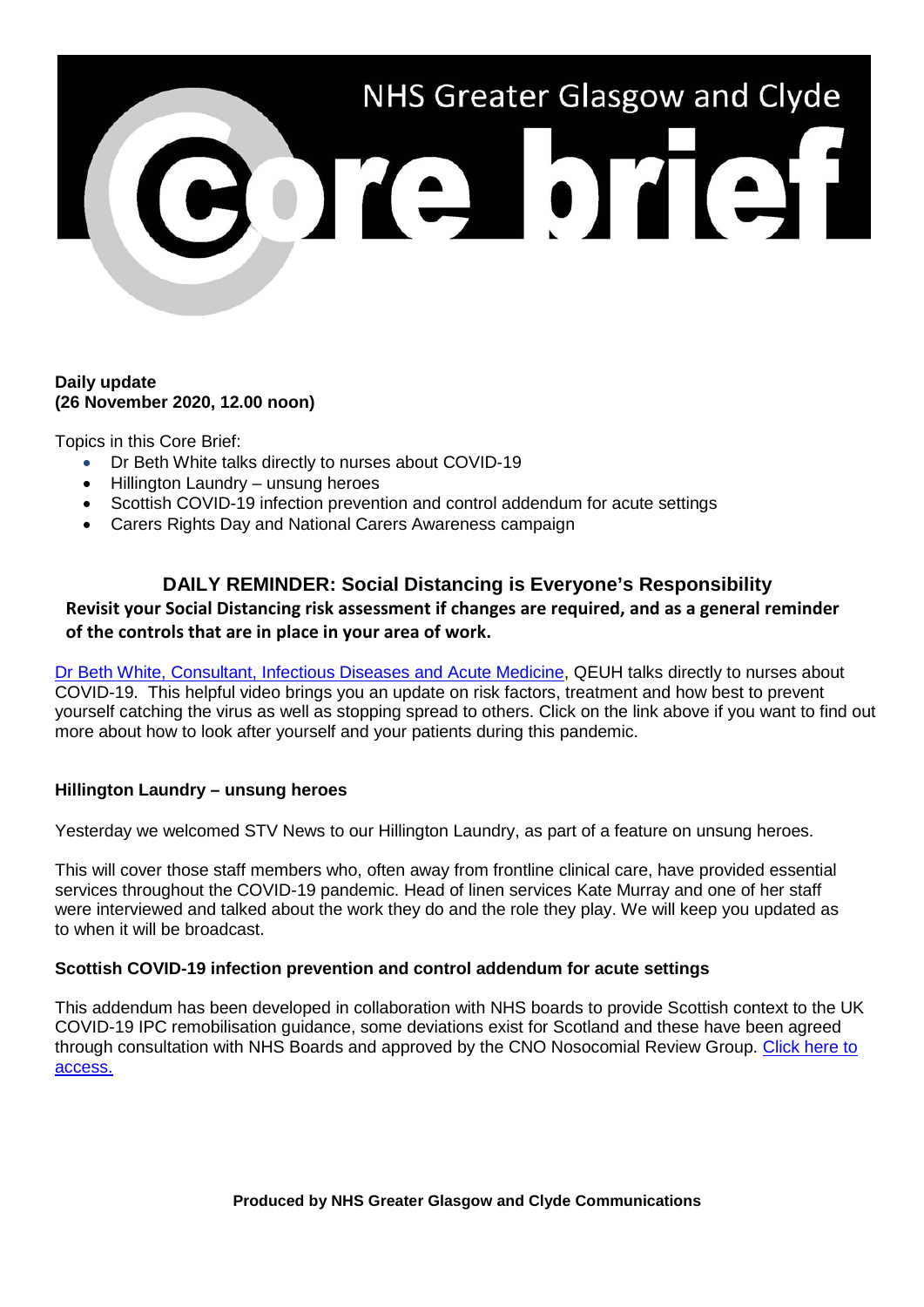# NHS Greater Glasgow and Clyde Core brief

**Daily update**
**(26 November 2020, 12.00 noon)**

Topics in this Core Brief:

- Dr Beth White talks directly to nurses about COVID-19
- Hillington Laundry – unsung heroes
- Scottish COVID-19 infection prevention and control addendum for acute settings
- Carers Rights Day and National Carers Awareness campaign

## DAILY REMINDER: Social Distancing is Everyone's Responsibility

**Revisit your Social Distancing risk assessment if changes are required, and as a general reminder of the controls that are in place in your area of work.**

Dr Beth White, Consultant, Infectious Diseases and Acute Medicine, QEUH talks directly to nurses about COVID-19. This helpful video brings you an update on risk factors, treatment and how best to prevent yourself catching the virus as well as stopping spread to others. Click on the link above if you want to find out more about how to look after yourself and your patients during this pandemic.

### Hillington Laundry – unsung heroes

Yesterday we welcomed STV News to our Hillington Laundry, as part of a feature on unsung heroes.

This will cover those staff members who, often away from frontline clinical care, have provided essential services throughout the COVID-19 pandemic. Head of linen services Kate Murray and one of her staff were interviewed and talked about the work they do and the role they play. We will keep you updated as to when it will be broadcast.

### Scottish COVID-19 infection prevention and control addendum for acute settings

This addendum has been developed in collaboration with NHS boards to provide Scottish context to the UK COVID-19 IPC remobilisation guidance, some deviations exist for Scotland and these have been agreed through consultation with NHS Boards and approved by the CNO Nosocomial Review Group. Click here to access.

**Produced by NHS Greater Glasgow and Clyde Communications**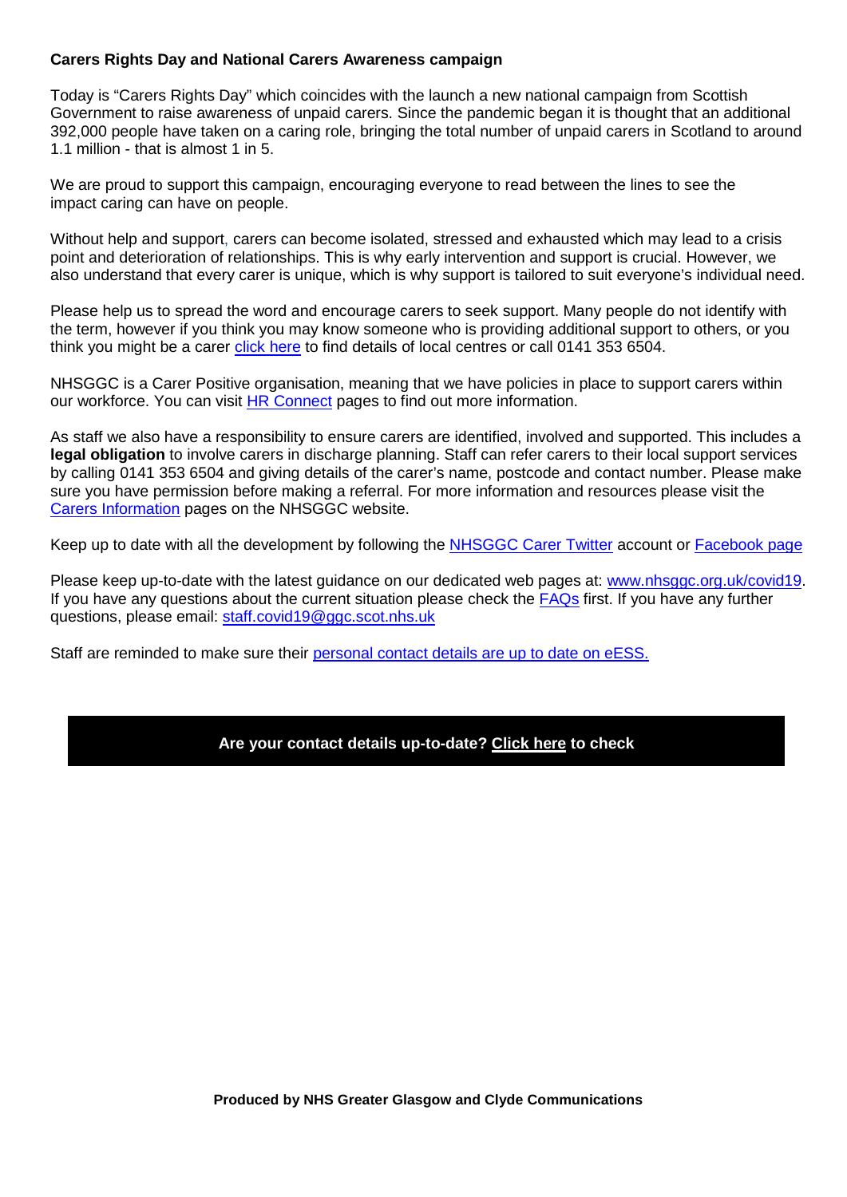**Carers Rights Day and National Carers Awareness campaign**

Today is "Carers Rights Day" which coincides with the launch a new national campaign from Scottish Government to raise awareness of unpaid carers. Since the pandemic began it is thought that an additional 392,000 people have taken on a caring role, bringing the total number of unpaid carers in Scotland to around 1.1 million - that is almost 1 in 5.

We are proud to support this campaign, encouraging everyone to read between the lines to see the impact caring can have on people.

Without help and support, carers can become isolated, stressed and exhausted which may lead to a crisis point and deterioration of relationships. This is why early intervention and support is crucial. However, we also understand that every carer is unique, which is why support is tailored to suit everyone's individual need.

Please help us to spread the word and encourage carers to seek support. Many people do not identify with the term, however if you think you may know someone who is providing additional support to others, or you think you might be a carer click here to find details of local centres or call 0141 353 6504.

NHSGGC is a Carer Positive organisation, meaning that we have policies in place to support carers within our workforce. You can visit HR Connect pages to find out more information.

As staff we also have a responsibility to ensure carers are identified, involved and supported. This includes a **legal obligation** to involve carers in discharge planning. Staff can refer carers to their local support services by calling 0141 353 6504 and giving details of the carer's name, postcode and contact number. Please make sure you have permission before making a referral. For more information and resources please visit the Carers Information pages on the NHSGGC website.

Keep up to date with all the development by following the NHSGGC Carer Twitter account or Facebook page

Please keep up-to-date with the latest guidance on our dedicated web pages at: www.nhsggc.org.uk/covid19. If you have any questions about the current situation please check the FAQs first. If you have any further questions, please email: staff.covid19@ggc.scot.nhs.uk

Staff are reminded to make sure their personal contact details are up to date on eESS.

**Are your contact details up-to-date? Click here to check**

**Produced by NHS Greater Glasgow and Clyde Communications**